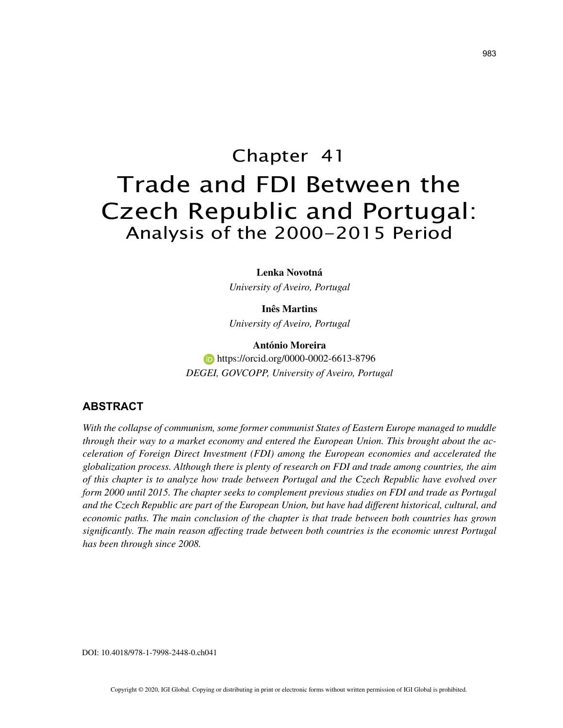# Chapter 41
# Trade and FDI Between the Czech Republic and Portugal:
## Analysis of the 2000-2015 Period

**Lenka Novotná**
*University of Aveiro, Portugal*

**Inês Martins**
*University of Aveiro, Portugal*

**António Moreira**
https://orcid.org/0000-0002-6613-8796
*DEGEI, GOVCOPP, University of Aveiro, Portugal*

## ABSTRACT

*With the collapse of communism, some former communist States of Eastern Europe managed to muddle through their way to a market economy and entered the European Union. This brought about the acceleration of Foreign Direct Investment (FDI) among the European economies and accelerated the globalization process. Although there is plenty of research on FDI and trade among countries, the aim of this chapter is to analyze how trade between Portugal and the Czech Republic have evolved over form 2000 until 2015. The chapter seeks to complement previous studies on FDI and trade as Portugal and the Czech Republic are part of the European Union, but have had different historical, cultural, and economic paths. The main conclusion of the chapter is that trade between both countries has grown significantly. The main reason affecting trade between both countries is the economic unrest Portugal has been through since 2008.*

DOI: 10.4018/978-1-7998-2448-0.ch041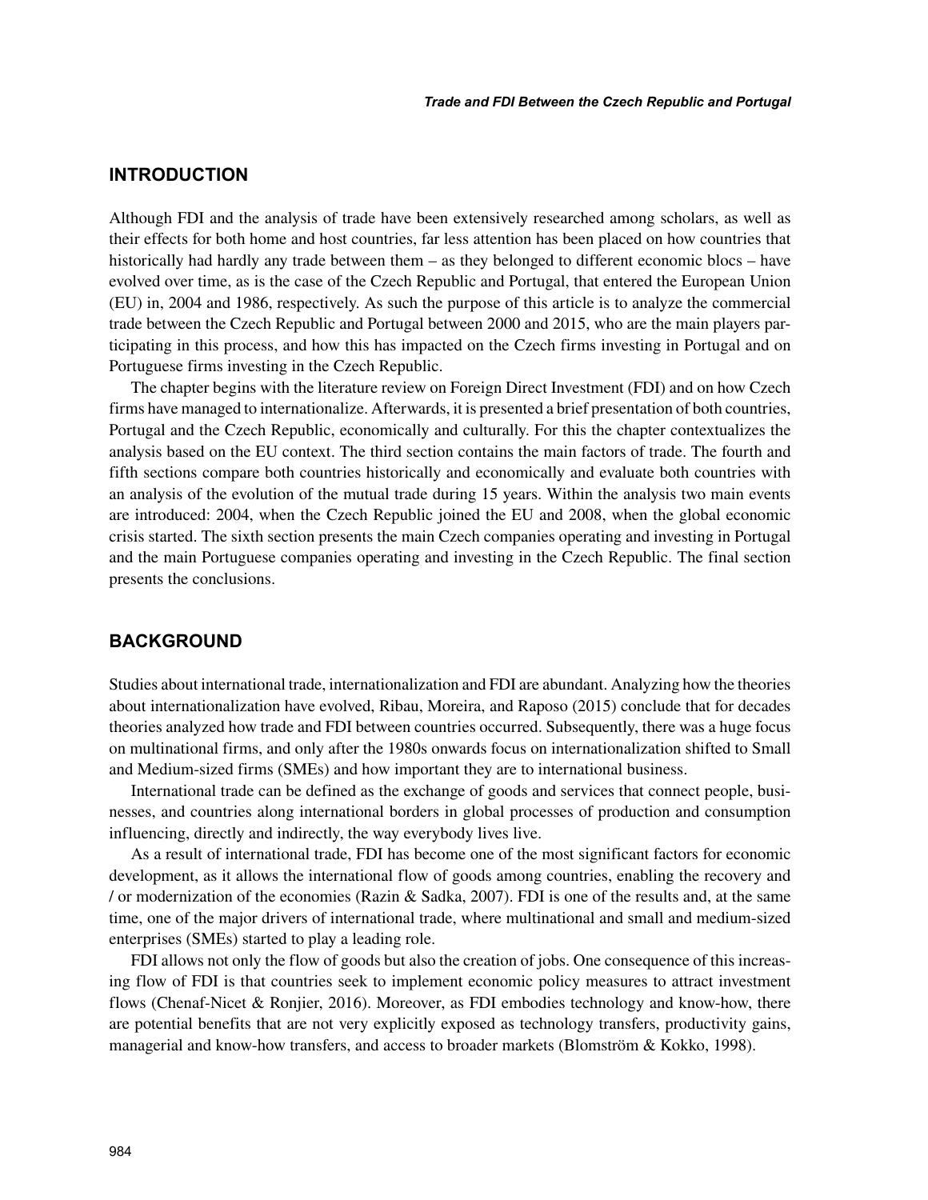## INTRODUCTION

Although FDI and the analysis of trade have been extensively researched among scholars, as well as their effects for both home and host countries, far less attention has been placed on how countries that historically had hardly any trade between them – as they belonged to different economic blocs – have evolved over time, as is the case of the Czech Republic and Portugal, that entered the European Union (EU) in, 2004 and 1986, respectively. As such the purpose of this article is to analyze the commercial trade between the Czech Republic and Portugal between 2000 and 2015, who are the main players participating in this process, and how this has impacted on the Czech firms investing in Portugal and on Portuguese firms investing in the Czech Republic.

The chapter begins with the literature review on Foreign Direct Investment (FDI) and on how Czech firms have managed to internationalize. Afterwards, it is presented a brief presentation of both countries, Portugal and the Czech Republic, economically and culturally. For this the chapter contextualizes the analysis based on the EU context. The third section contains the main factors of trade. The fourth and fifth sections compare both countries historically and economically and evaluate both countries with an analysis of the evolution of the mutual trade during 15 years. Within the analysis two main events are introduced: 2004, when the Czech Republic joined the EU and 2008, when the global economic crisis started. The sixth section presents the main Czech companies operating and investing in Portugal and the main Portuguese companies operating and investing in the Czech Republic. The final section presents the conclusions.

## BACKGROUND

Studies about international trade, internationalization and FDI are abundant. Analyzing how the theories about internationalization have evolved, Ribau, Moreira, and Raposo (2015) conclude that for decades theories analyzed how trade and FDI between countries occurred. Subsequently, there was a huge focus on multinational firms, and only after the 1980s onwards focus on internationalization shifted to Small and Medium-sized firms (SMEs) and how important they are to international business.

International trade can be defined as the exchange of goods and services that connect people, businesses, and countries along international borders in global processes of production and consumption influencing, directly and indirectly, the way everybody lives live.

As a result of international trade, FDI has become one of the most significant factors for economic development, as it allows the international flow of goods among countries, enabling the recovery and / or modernization of the economies (Razin & Sadka, 2007). FDI is one of the results and, at the same time, one of the major drivers of international trade, where multinational and small and medium-sized enterprises (SMEs) started to play a leading role.

FDI allows not only the flow of goods but also the creation of jobs. One consequence of this increasing flow of FDI is that countries seek to implement economic policy measures to attract investment flows (Chenaf-Nicet & Ronjier, 2016). Moreover, as FDI embodies technology and know-how, there are potential benefits that are not very explicitly exposed as technology transfers, productivity gains, managerial and know-how transfers, and access to broader markets (Blomström & Kokko, 1998).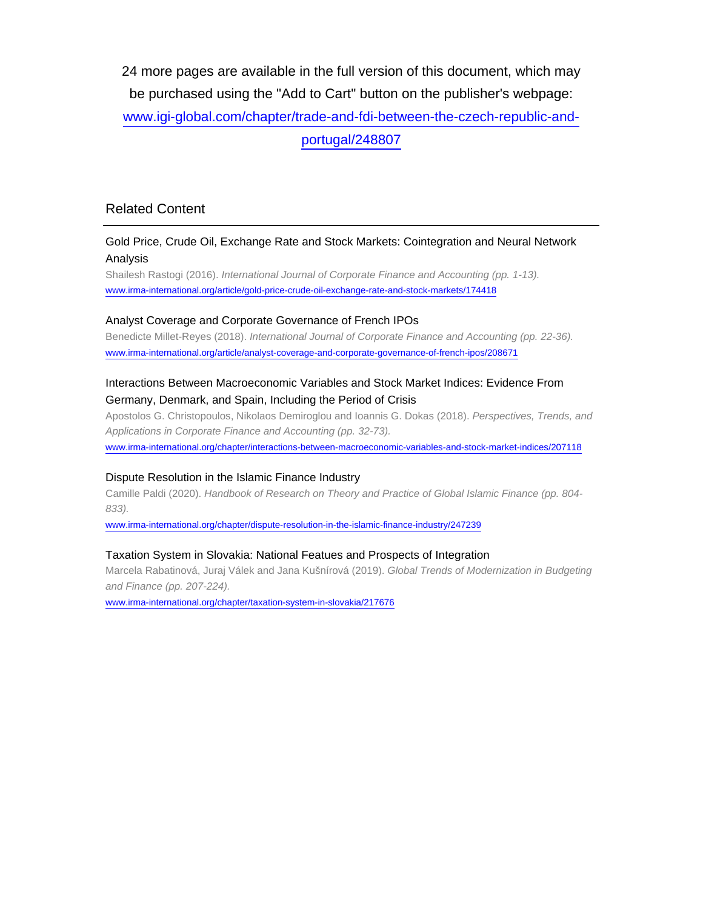24 more pages are available in the full version of this document, which may be purchased using the "Add to Cart" button on the publisher's webpage: www.igi-global.com/chapter/trade-and-fdi-between-the-czech-republic-and-portugal/248807

## Related Content

Gold Price, Crude Oil, Exchange Rate and Stock Markets: Cointegration and Neural Network Analysis

Shailesh Rastogi (2016). *International Journal of Corporate Finance and Accounting (pp. 1-13).*

www.irma-international.org/article/gold-price-crude-oil-exchange-rate-and-stock-markets/174418

Analyst Coverage and Corporate Governance of French IPOs

Benedicte Millet-Reyes (2018). *International Journal of Corporate Finance and Accounting (pp. 22-36).*

www.irma-international.org/article/analyst-coverage-and-corporate-governance-of-french-ipos/208671

Interactions Between Macroeconomic Variables and Stock Market Indices: Evidence From Germany, Denmark, and Spain, Including the Period of Crisis

Apostolos G. Christopoulos, Nikolaos Demiroglou and Ioannis G. Dokas (2018). *Perspectives, Trends, and Applications in Corporate Finance and Accounting (pp. 32-73).*

www.irma-international.org/chapter/interactions-between-macroeconomic-variables-and-stock-market-indices/207118

Dispute Resolution in the Islamic Finance Industry

Camille Paldi (2020). *Handbook of Research on Theory and Practice of Global Islamic Finance (pp. 804-833).*

www.irma-international.org/chapter/dispute-resolution-in-the-islamic-finance-industry/247239

Taxation System in Slovakia: National Featues and Prospects of Integration

Marcela Rabatinová, Juraj Válek and Jana Kušnírová (2019). *Global Trends of Modernization in Budgeting and Finance (pp. 207-224).*

www.irma-international.org/chapter/taxation-system-in-slovakia/217676